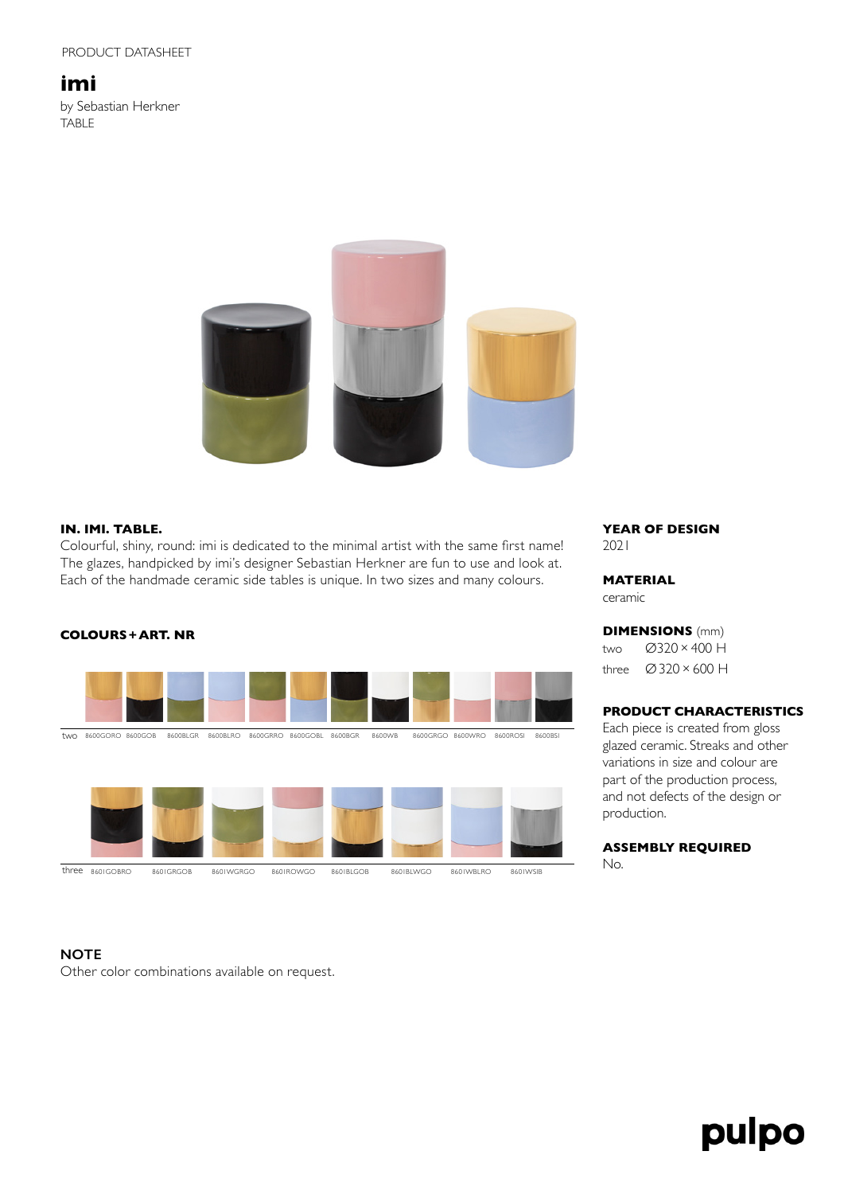PRODUCT DATASHEET

# imi

by Sebastian Herkner
TABLE

### IN. IMI. TABLE.

Colourful, shiny, round: imi is dedicated to the minimal artist with the same first name! The glazes, handpicked by imi's designer Sebastian Herkner are fun to use and look at. Each of the handmade ceramic side tables is unique. In two sizes and many colours.

### COLOURS + ART. NR

two: 8600GORO, 8600GOB, 8600BLGR, 8600BLRO, 8600GRRO, 8600GOBL, 8600BGR, 8600WB, 8600GRGO, 8600WRO, 8600ROSI, 8600BSI

three: 8601GOBRO, 8601GRGOB, 8601WGRGO, 8601ROWGO, 8601BLGOB, 8601BLWGO, 8601WBLRO, 8601WSIB

### NOTE

Other color combinations available on request.

### YEAR OF DESIGN

2021

### MATERIAL

ceramic

### DIMENSIONS (mm)

| | |
|---|---|
| two | ∅320 × 400 H |
| three | ∅320 × 600 H |

### PRODUCT CHARACTERISTICS

Each piece is created from gloss glazed ceramic. Streaks and other variations in size and colour are part of the production process, and not defects of the design or production.

### ASSEMBLY REQUIRED

No.

pulpo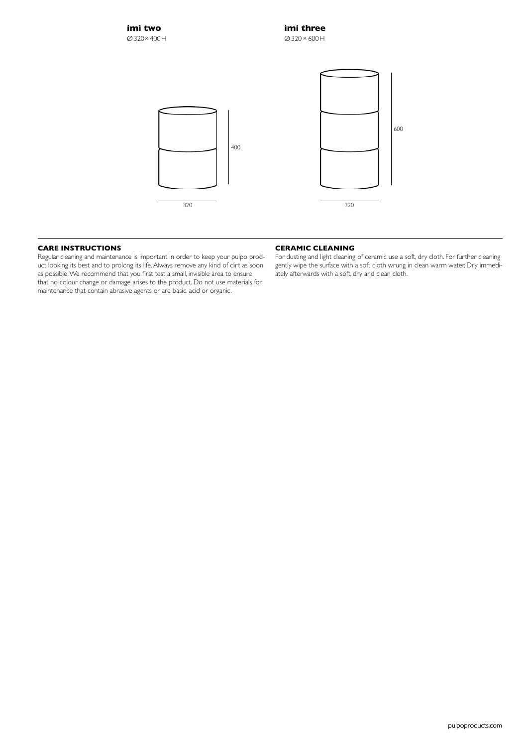**imi two**
Ø 320× 400H

**imi three**
Ø 320 × 600H

400

320

600

320

**CARE INSTRUCTIONS**

Regular cleaning and maintenance is important in order to keep your pulpo product looking its best and to prolong its life. Always remove any kind of dirt as soon as possible. We recommend that you first test a small, invisible area to ensure that no colour change or damage arises to the product. Do not use materials for maintenance that contain abrasive agents or are basic, acid or organic.

**CERAMIC CLEANING**

For dusting and light cleaning of ceramic use a soft, dry cloth. For further cleaning gently wipe the surface with a soft cloth wrung in clean warm water. Dry immediately afterwards with a soft, dry and clean cloth.

pulpoproducts.com